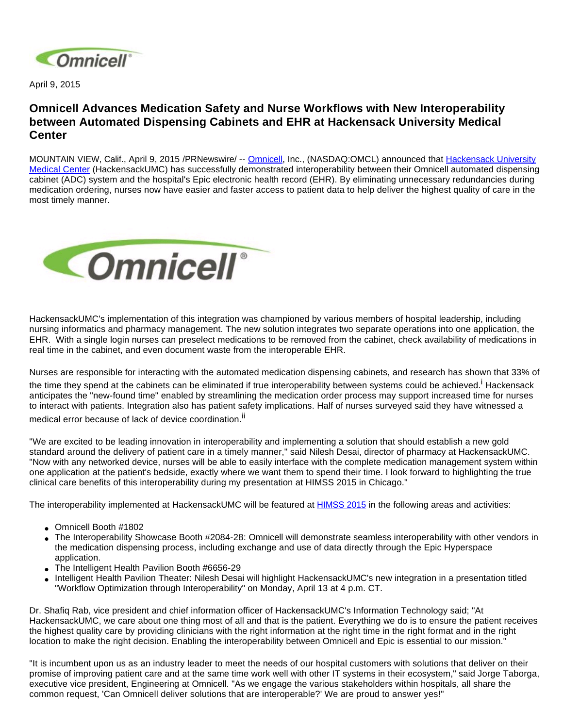April 9, 2015

# Omnicell Advances Medication Safety and Nurse Workflows with New Interoperability between Automated Dispensing Cabinets and EHR at Hackensack University Medical Center

MOUNTAIN VIEW, Calif., April 9, 2015 /PRNewswire/ -- Omnicell, Inc., (NASDAQ:OMCL) announced that Hackensack University Medical Center (HackensackUMC) has successfully demonstrated interoperability between their Omnicell automated dispensing cabinet (ADC) system and the hospital's Epic electronic health record (EHR). By eliminating unnecessary redundancies during medication ordering, nurses now have easier and faster access to patient data to help deliver the highest quality of care in the most timely manner.

HackensackUMC's implementation of this integration was championed by various members of hospital leadership, including nursing informatics and pharmacy management. The new solution integrates two separate operations into one application, the EHR. With a single login nurses can preselect medications to be removed from the cabinet, check availability of medications in real time in the cabinet, and even document waste from the interoperable EHR.

Nurses are responsible for interacting with the automated medication dispensing cabinets, and research has shown that 33% of the time they spend at the cabinets can be eliminated if true interoperability between systems could be achieved.[i] Hackensack anticipates the "new-found time" enabled by streamlining the medication order process may support increased time for nurses to interact with patients. Integration also has patient safety implications. Half of nurses surveyed said they have witnessed a medical error because of lack of device coordination.[ii]

"We are excited to be leading innovation in interoperability and implementing a solution that should establish a new gold standard around the delivery of patient care in a timely manner," said Nilesh Desai, director of pharmacy at HackensackUMC. "Now with any networked device, nurses will be able to easily interface with the complete medication management system within one application at the patient's bedside, exactly where we want them to spend their time. I look forward to highlighting the true clinical care benefits of this interoperability during my presentation at HIMSS 2015 in Chicago."

The interoperability implemented at HackensackUMC will be featured at HIMSS 2015 in the following areas and activities:

- Omnicell Booth #1802
- The Interoperability Showcase Booth #2084-28: Omnicell will demonstrate seamless interoperability with other vendors in the medication dispensing process, including exchange and use of data directly through the Epic Hyperspace application.
- The Intelligent Health Pavilion Booth #6656-29
- Intelligent Health Pavilion Theater: Nilesh Desai will highlight HackensackUMC's new integration in a presentation titled "Workflow Optimization through Interoperability" on Monday, April 13 at 4 p.m. CT.

Dr. Shafiq Rab, vice president and chief information officer of HackensackUMC's Information Technology said; "At HackensackUMC, we care about one thing most of all and that is the patient. Everything we do is to ensure the patient receives the highest quality care by providing clinicians with the right information at the right time in the right format and in the right location to make the right decision. Enabling the interoperability between Omnicell and Epic is essential to our mission."

"It is incumbent upon us as an industry leader to meet the needs of our hospital customers with solutions that deliver on their promise of improving patient care and at the same time work well with other IT systems in their ecosystem," said Jorge Taborga, executive vice president, Engineering at Omnicell. "As we engage the various stakeholders within hospitals, all share the common request, 'Can Omnicell deliver solutions that are interoperable?' We are proud to answer yes!"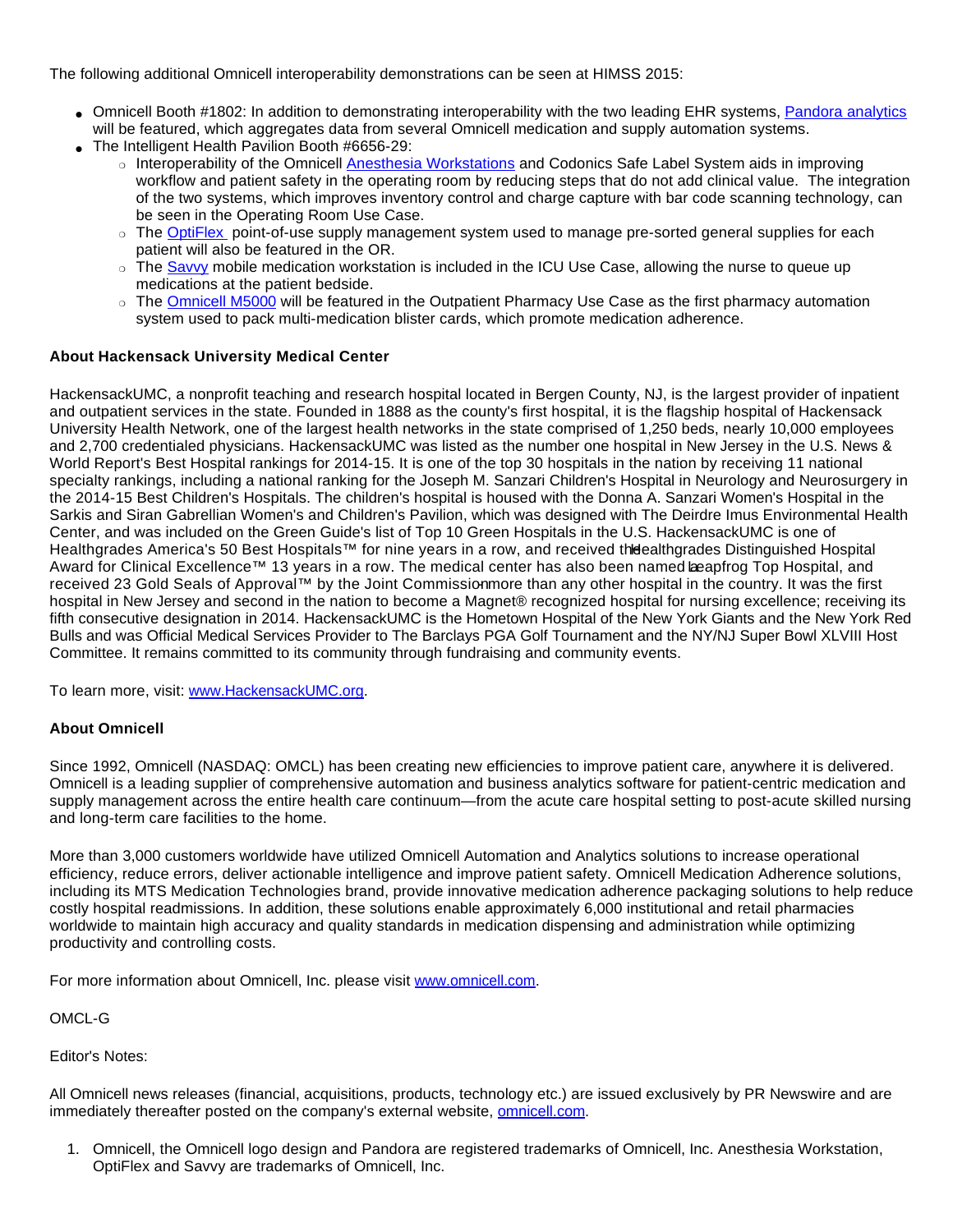The following additional Omnicell interoperability demonstrations can be seen at HIMSS 2015:

- Omnicell Booth #1802: In addition to demonstrating interoperability with the two leading EHR systems, Pandora analytics will be featured, which aggregates data from several Omnicell medication and supply automation systems.
- The Intelligent Health Pavilion Booth #6656-29:
  - Interoperability of the Omnicell Anesthesia Workstations and Codonics Safe Label System aids in improving workflow and patient safety in the operating room by reducing steps that do not add clinical value. The integration of the two systems, which improves inventory control and charge capture with bar code scanning technology, can be seen in the Operating Room Use Case.
  - The OptiFlex point-of-use supply management system used to manage pre-sorted general supplies for each patient will also be featured in the OR.
  - The Savvy mobile medication workstation is included in the ICU Use Case, allowing the nurse to queue up medications at the patient bedside.
  - The Omnicell M5000 will be featured in the Outpatient Pharmacy Use Case as the first pharmacy automation system used to pack multi-medication blister cards, which promote medication adherence.

**About Hackensack University Medical Center**

HackensackUMC, a nonprofit teaching and research hospital located in Bergen County, NJ, is the largest provider of inpatient and outpatient services in the state. Founded in 1888 as the county's first hospital, it is the flagship hospital of Hackensack University Health Network, one of the largest health networks in the state comprised of 1,250 beds, nearly 10,000 employees and 2,700 credentialed physicians. HackensackUMC was listed as the number one hospital in New Jersey in the U.S. News & World Report's Best Hospital rankings for 2014-15. It is one of the top 30 hospitals in the nation by receiving 11 national specialty rankings, including a national ranking for the Joseph M. Sanzari Children's Hospital in Neurology and Neurosurgery in the 2014-15 Best Children's Hospitals. The children's hospital is housed with the Donna A. Sanzari Women's Hospital in the Sarkis and Siran Gabrellian Women's and Children's Pavilion, which was designed with The Deirdre Imus Environmental Health Center, and was included on the Green Guide's list of Top 10 Green Hospitals in the U.S. HackensackUMC is one of Healthgrades America's 50 Best Hospitals™ for nine years in a row, and received the Healthgrades Distinguished Hospital Award for Clinical Excellence™ 13 years in a row. The medical center has also been named a Leapfrog Top Hospital, and received 23 Gold Seals of Approval™ by the Joint Commission – more than any other hospital in the country. It was the first hospital in New Jersey and second in the nation to become a Magnet® recognized hospital for nursing excellence; receiving its fifth consecutive designation in 2014. HackensackUMC is the Hometown Hospital of the New York Giants and the New York Red Bulls and was Official Medical Services Provider to The Barclays PGA Golf Tournament and the NY/NJ Super Bowl XLVIII Host Committee. It remains committed to its community through fundraising and community events.

To learn more, visit: www.HackensackUMC.org.

**About Omnicell**

Since 1992, Omnicell (NASDAQ: OMCL) has been creating new efficiencies to improve patient care, anywhere it is delivered. Omnicell is a leading supplier of comprehensive automation and business analytics software for patient-centric medication and supply management across the entire health care continuum—from the acute care hospital setting to post-acute skilled nursing and long-term care facilities to the home.

More than 3,000 customers worldwide have utilized Omnicell Automation and Analytics solutions to increase operational efficiency, reduce errors, deliver actionable intelligence and improve patient safety. Omnicell Medication Adherence solutions, including its MTS Medication Technologies brand, provide innovative medication adherence packaging solutions to help reduce costly hospital readmissions. In addition, these solutions enable approximately 6,000 institutional and retail pharmacies worldwide to maintain high accuracy and quality standards in medication dispensing and administration while optimizing productivity and controlling costs.

For more information about Omnicell, Inc. please visit www.omnicell.com.

OMCL-G

Editor's Notes:

All Omnicell news releases (financial, acquisitions, products, technology etc.) are issued exclusively by PR Newswire and are immediately thereafter posted on the company's external website, omnicell.com.

1. Omnicell, the Omnicell logo design and Pandora are registered trademarks of Omnicell, Inc. Anesthesia Workstation, OptiFlex and Savvy are trademarks of Omnicell, Inc.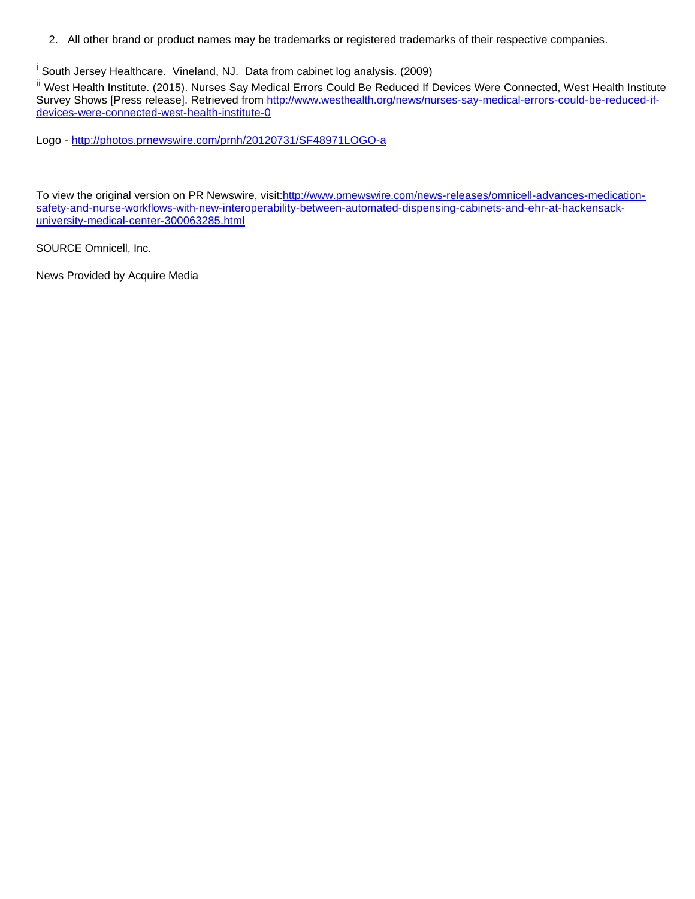2. All other brand or product names may be trademarks or registered trademarks of their respective companies.

[i] South Jersey Healthcare. Vineland, NJ. Data from cabinet log analysis. (2009)

[ii] West Health Institute. (2015). Nurses Say Medical Errors Could Be Reduced If Devices Were Connected, West Health Institute Survey Shows [Press release]. Retrieved from http://www.westhealth.org/news/nurses-say-medical-errors-could-be-reduced-if-devices-were-connected-west-health-institute-0

Logo - http://photos.prnewswire.com/prnh/20120731/SF48971LOGO-a

To view the original version on PR Newswire, visit:http://www.prnewswire.com/news-releases/omnicell-advances-medication-safety-and-nurse-workflows-with-new-interoperability-between-automated-dispensing-cabinets-and-ehr-at-hackensack-university-medical-center-300063285.html

SOURCE Omnicell, Inc.

News Provided by Acquire Media